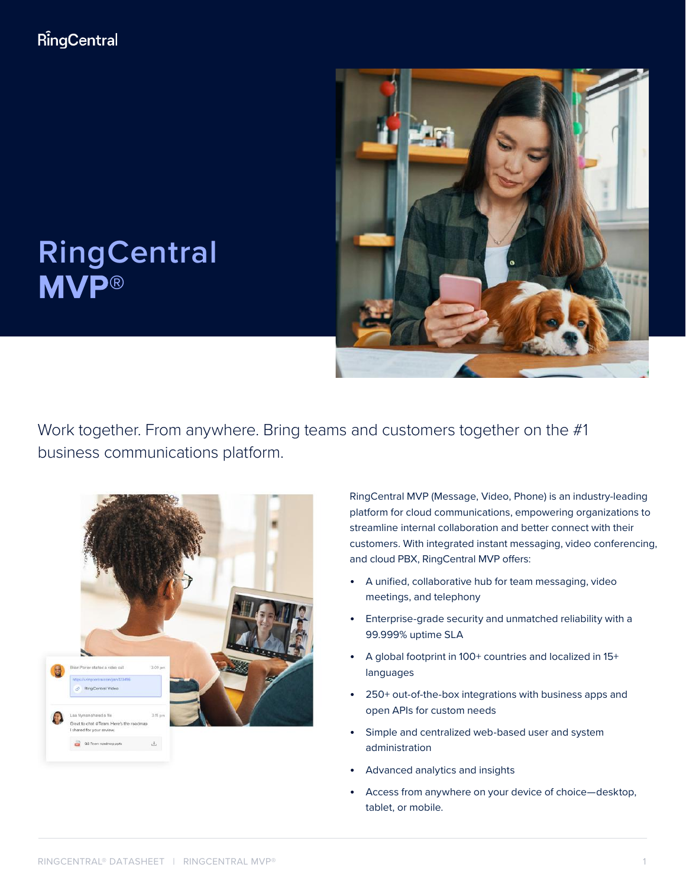RingCentral

# RingCentral MVP®

Work together. From anywhere. Bring teams and customers together on the #1 business communications platform.

RingCentral MVP (Message, Video, Phone) is an industry-leading platform for cloud communications, empowering organizations to streamline internal collaboration and better connect with their customers. With integrated instant messaging, video conferencing, and cloud PBX, RingCentral MVP offers:

- A unified, collaborative hub for team messaging, video meetings, and telephony
- Enterprise-grade security and unmatched reliability with a 99.999% uptime SLA
- A global footprint in 100+ countries and localized in 15+ languages
- 250+ out-of-the-box integrations with business apps and open APIs for custom needs
- Simple and centralized web-based user and system administration
- Advanced analytics and insights
- Access from anywhere on your device of choice—desktop, tablet, or mobile.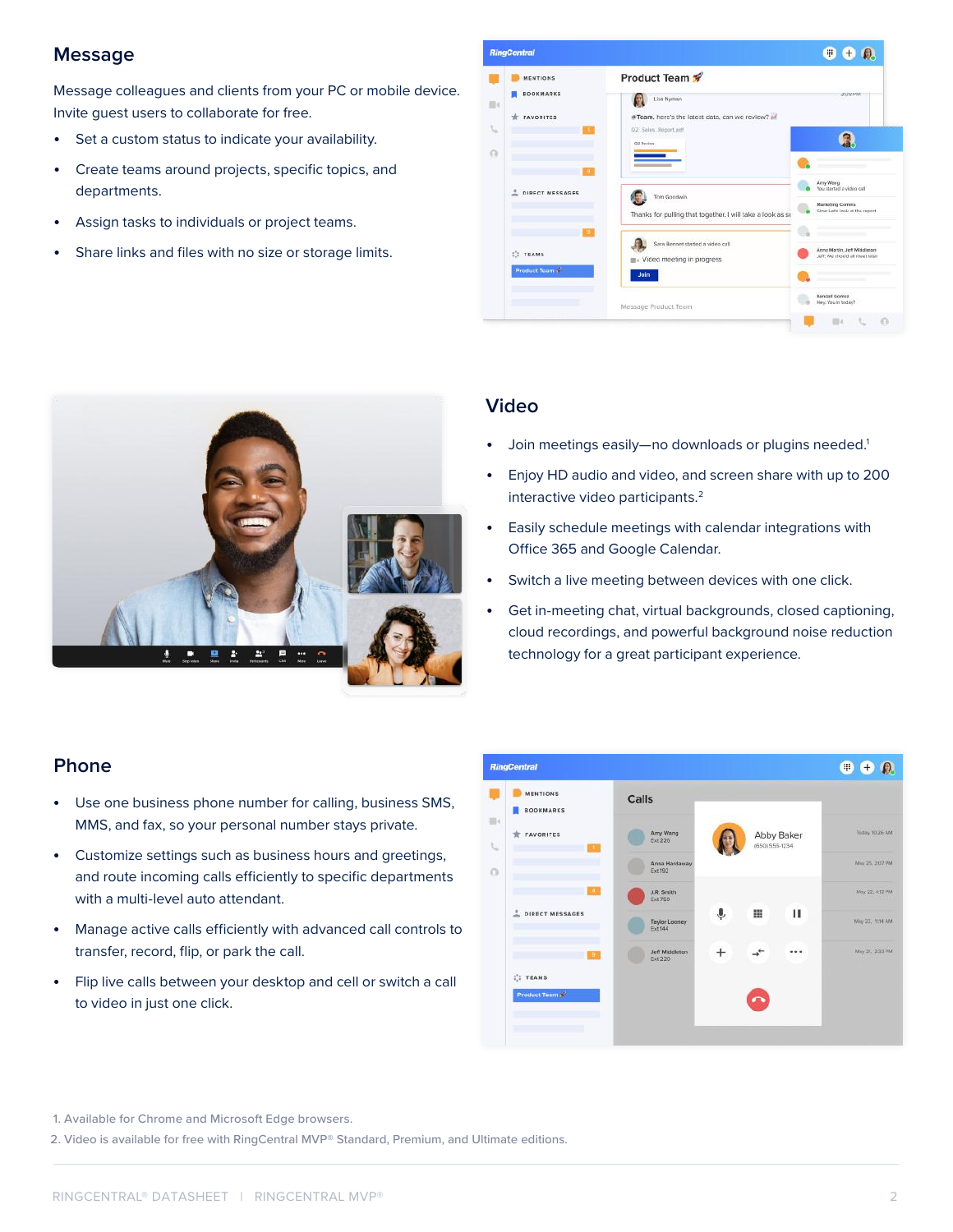## Message

Message colleagues and clients from your PC or mobile device. Invite guest users to collaborate for free.

- Set a custom status to indicate your availability.
- Create teams around projects, specific topics, and departments.
- Assign tasks to individuals or project teams.
- Share links and files with no size or storage limits.

## Video

- Join meetings easily—no downloads or plugins needed.[1]
- Enjoy HD audio and video, and screen share with up to 200 interactive video participants.[2]
- Easily schedule meetings with calendar integrations with Office 365 and Google Calendar.
- Switch a live meeting between devices with one click.
- Get in-meeting chat, virtual backgrounds, closed captioning, cloud recordings, and powerful background noise reduction technology for a great participant experience.

## Phone

- Use one business phone number for calling, business SMS, MMS, and fax, so your personal number stays private.
- Customize settings such as business hours and greetings, and route incoming calls efficiently to specific departments with a multi-level auto attendant.
- Manage active calls efficiently with advanced call controls to transfer, record, flip, or park the call.
- Flip live calls between your desktop and cell or switch a call to video in just one click.

1. Available for Chrome and Microsoft Edge browsers.
2. Video is available for free with RingCentral MVP® Standard, Premium, and Ultimate editions.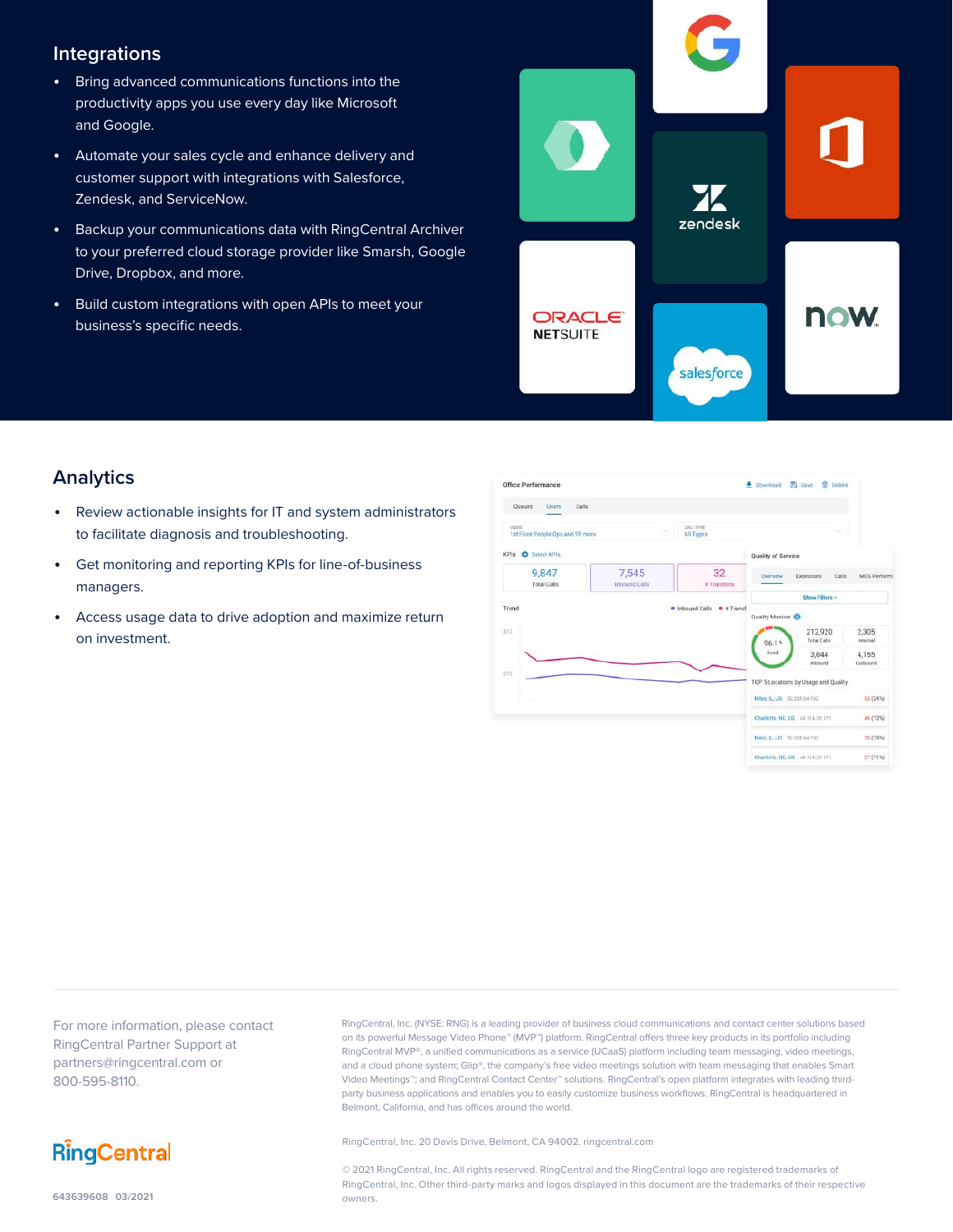## Integrations

- Bring advanced communications functions into the productivity apps you use every day like Microsoft and Google.
- Automate your sales cycle and enhance delivery and customer support with integrations with Salesforce, Zendesk, and ServiceNow.
- Backup your communications data with RingCentral Archiver to your preferred cloud storage provider like Smarsh, Google Drive, Dropbox, and more.
- Build custom integrations with open APIs to meet your business's specific needs.

## Analytics

- Review actionable insights for IT and system administrators to facilitate diagnosis and troubleshooting.
- Get monitoring and reporting KPIs for line-of-business managers.
- Access usage data to drive adoption and maximize return on investment.

For more information, please contact RingCentral Partner Support at partners@ringcentral.com or 800-595-8110.

RingCentral, Inc. (NYSE: RNG) is a leading provider of business cloud communications and contact center solutions based on its powerful Message Video Phone™ (MVP™) platform. RingCentral offers three key products in its portfolio including RingCentral MVP®, a unified communications as a service (UCaaS) platform including team messaging, video meetings, and a cloud phone system; Glip®, the company's free video meetings solution with team messaging that enables Smart Video Meetings™; and RingCentral Contact Center™ solutions. RingCentral's open platform integrates with leading third-party business applications and enables you to easily customize business workflows. RingCentral is headquartered in Belmont, California, and has offices around the world.

RingCentral, Inc. 20 Davis Drive, Belmont, CA 94002. ringcentral.com

© 2021 RingCentral, Inc. All rights reserved. RingCentral and the RingCentral logo are registered trademarks of RingCentral, Inc. Other third-party marks and logos displayed in this document are the trademarks of their respective owners.

643639608 03/2021